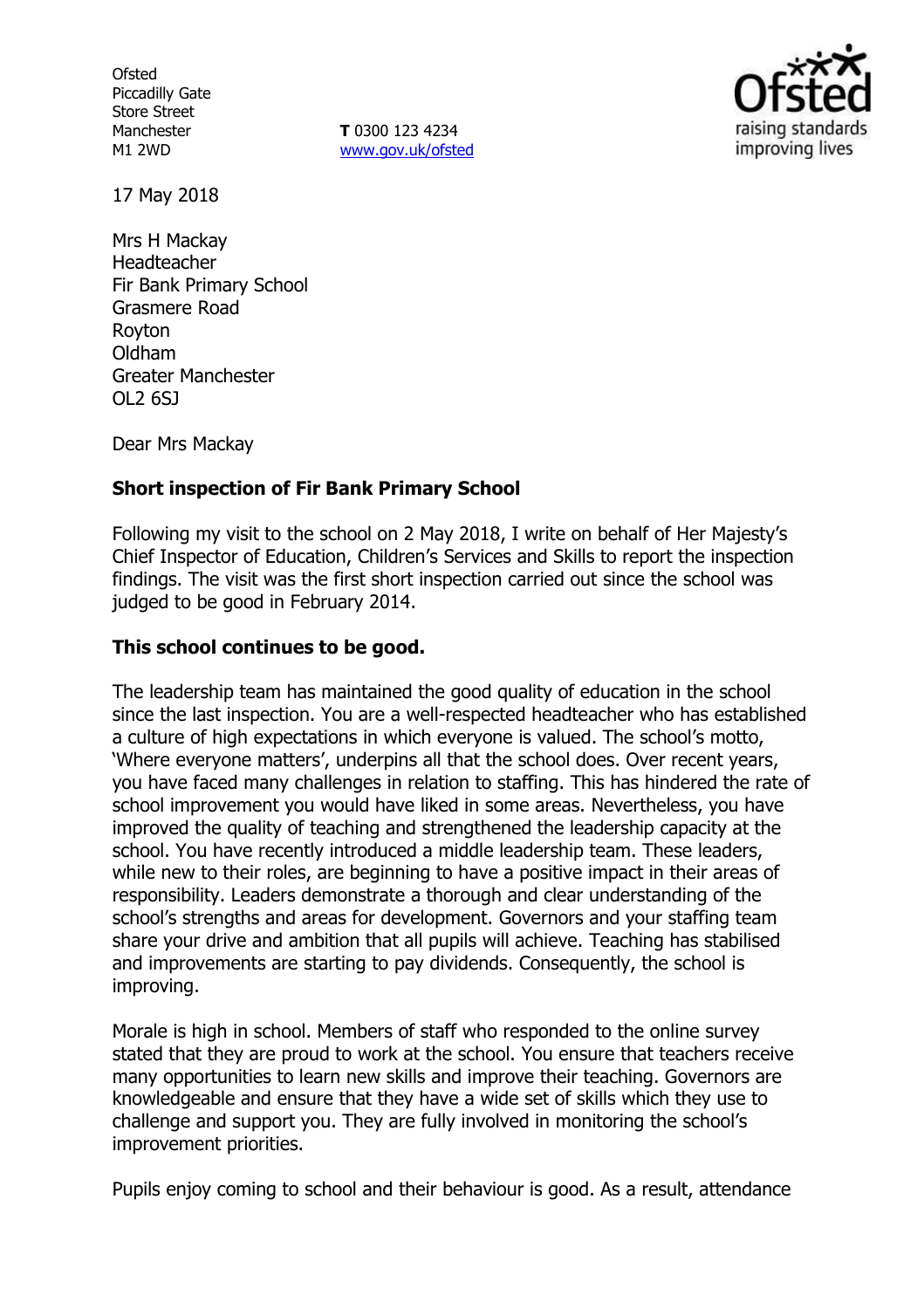Ofsted
Piccadilly Gate
Store Street
Manchester
M1 2WD

**T** 0300 123 4234
www.gov.uk/ofsted

17 May 2018

Mrs H Mackay
Headteacher
Fir Bank Primary School
Grasmere Road
Royton
Oldham
Greater Manchester
OL2 6SJ

Dear Mrs Mackay

**Short inspection of Fir Bank Primary School**

Following my visit to the school on 2 May 2018, I write on behalf of Her Majesty's Chief Inspector of Education, Children's Services and Skills to report the inspection findings. The visit was the first short inspection carried out since the school was judged to be good in February 2014.

**This school continues to be good.**

The leadership team has maintained the good quality of education in the school since the last inspection. You are a well-respected headteacher who has established a culture of high expectations in which everyone is valued. The school's motto, 'Where everyone matters', underpins all that the school does. Over recent years, you have faced many challenges in relation to staffing. This has hindered the rate of school improvement you would have liked in some areas. Nevertheless, you have improved the quality of teaching and strengthened the leadership capacity at the school. You have recently introduced a middle leadership team. These leaders, while new to their roles, are beginning to have a positive impact in their areas of responsibility. Leaders demonstrate a thorough and clear understanding of the school's strengths and areas for development. Governors and your staffing team share your drive and ambition that all pupils will achieve. Teaching has stabilised and improvements are starting to pay dividends. Consequently, the school is improving.

Morale is high in school. Members of staff who responded to the online survey stated that they are proud to work at the school. You ensure that teachers receive many opportunities to learn new skills and improve their teaching. Governors are knowledgeable and ensure that they have a wide set of skills which they use to challenge and support you. They are fully involved in monitoring the school's improvement priorities.

Pupils enjoy coming to school and their behaviour is good. As a result, attendance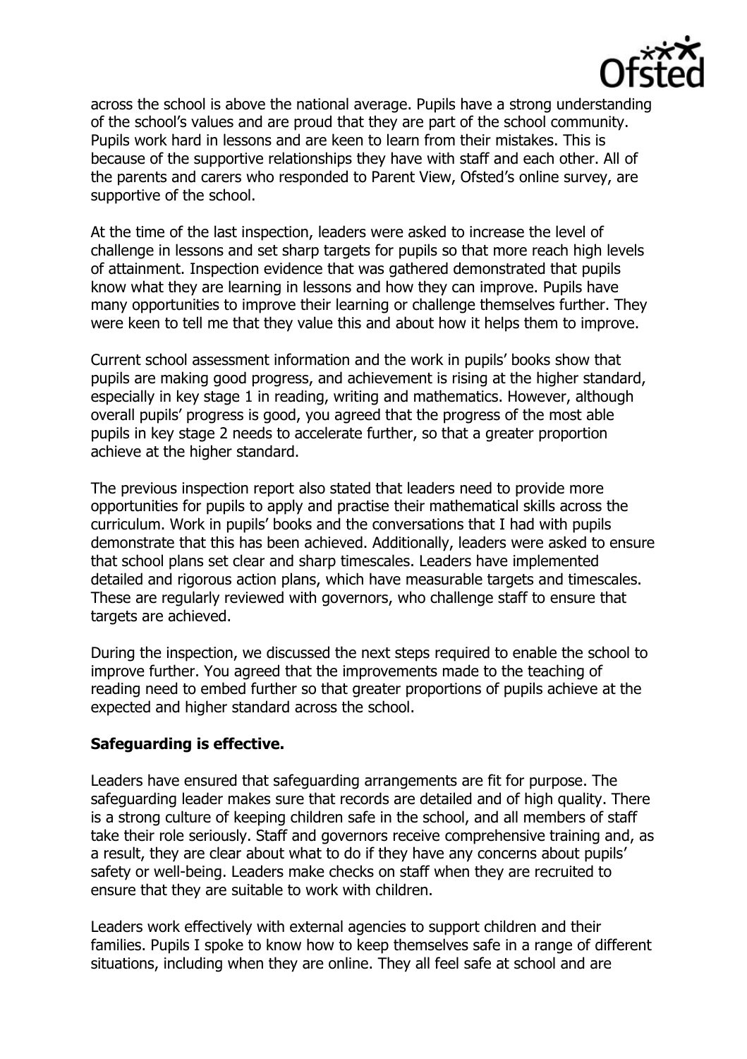across the school is above the national average. Pupils have a strong understanding of the school's values and are proud that they are part of the school community. Pupils work hard in lessons and are keen to learn from their mistakes. This is because of the supportive relationships they have with staff and each other. All of the parents and carers who responded to Parent View, Ofsted's online survey, are supportive of the school.

At the time of the last inspection, leaders were asked to increase the level of challenge in lessons and set sharp targets for pupils so that more reach high levels of attainment. Inspection evidence that was gathered demonstrated that pupils know what they are learning in lessons and how they can improve. Pupils have many opportunities to improve their learning or challenge themselves further. They were keen to tell me that they value this and about how it helps them to improve.

Current school assessment information and the work in pupils' books show that pupils are making good progress, and achievement is rising at the higher standard, especially in key stage 1 in reading, writing and mathematics. However, although overall pupils' progress is good, you agreed that the progress of the most able pupils in key stage 2 needs to accelerate further, so that a greater proportion achieve at the higher standard.

The previous inspection report also stated that leaders need to provide more opportunities for pupils to apply and practise their mathematical skills across the curriculum. Work in pupils' books and the conversations that I had with pupils demonstrate that this has been achieved. Additionally, leaders were asked to ensure that school plans set clear and sharp timescales. Leaders have implemented detailed and rigorous action plans, which have measurable targets and timescales. These are regularly reviewed with governors, who challenge staff to ensure that targets are achieved.

During the inspection, we discussed the next steps required to enable the school to improve further. You agreed that the improvements made to the teaching of reading need to embed further so that greater proportions of pupils achieve at the expected and higher standard across the school.

**Safeguarding is effective.**

Leaders have ensured that safeguarding arrangements are fit for purpose. The safeguarding leader makes sure that records are detailed and of high quality. There is a strong culture of keeping children safe in the school, and all members of staff take their role seriously. Staff and governors receive comprehensive training and, as a result, they are clear about what to do if they have any concerns about pupils' safety or well-being. Leaders make checks on staff when they are recruited to ensure that they are suitable to work with children.

Leaders work effectively with external agencies to support children and their families. Pupils I spoke to know how to keep themselves safe in a range of different situations, including when they are online. They all feel safe at school and are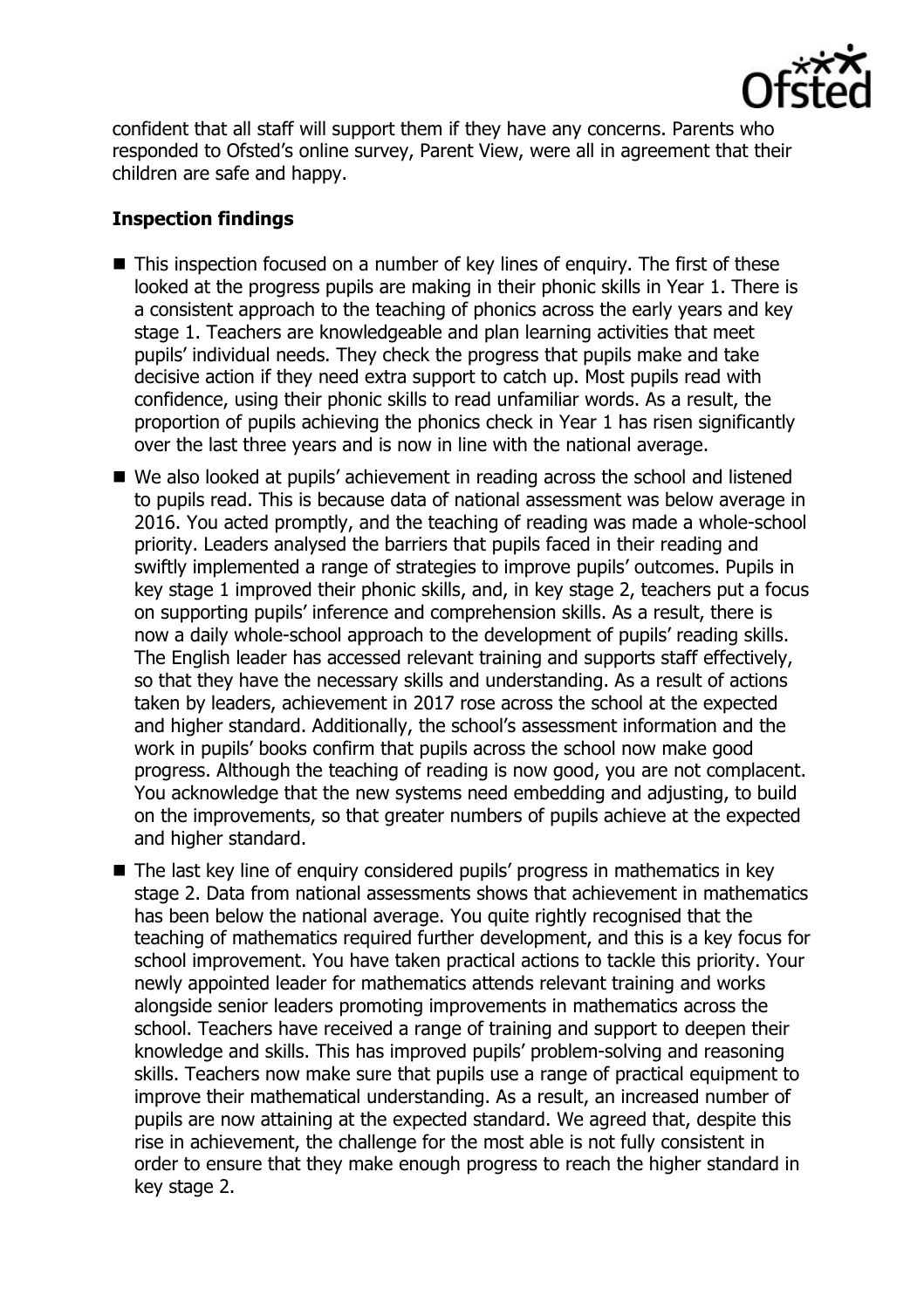confident that all staff will support them if they have any concerns. Parents who responded to Ofsted's online survey, Parent View, were all in agreement that their children are safe and happy.

**Inspection findings**

- This inspection focused on a number of key lines of enquiry. The first of these looked at the progress pupils are making in their phonic skills in Year 1. There is a consistent approach to the teaching of phonics across the early years and key stage 1. Teachers are knowledgeable and plan learning activities that meet pupils' individual needs. They check the progress that pupils make and take decisive action if they need extra support to catch up. Most pupils read with confidence, using their phonic skills to read unfamiliar words. As a result, the proportion of pupils achieving the phonics check in Year 1 has risen significantly over the last three years and is now in line with the national average.
- We also looked at pupils' achievement in reading across the school and listened to pupils read. This is because data of national assessment was below average in 2016. You acted promptly, and the teaching of reading was made a whole-school priority. Leaders analysed the barriers that pupils faced in their reading and swiftly implemented a range of strategies to improve pupils' outcomes. Pupils in key stage 1 improved their phonic skills, and, in key stage 2, teachers put a focus on supporting pupils' inference and comprehension skills. As a result, there is now a daily whole-school approach to the development of pupils' reading skills. The English leader has accessed relevant training and supports staff effectively, so that they have the necessary skills and understanding. As a result of actions taken by leaders, achievement in 2017 rose across the school at the expected and higher standard. Additionally, the school's assessment information and the work in pupils' books confirm that pupils across the school now make good progress. Although the teaching of reading is now good, you are not complacent. You acknowledge that the new systems need embedding and adjusting, to build on the improvements, so that greater numbers of pupils achieve at the expected and higher standard.
- The last key line of enquiry considered pupils' progress in mathematics in key stage 2. Data from national assessments shows that achievement in mathematics has been below the national average. You quite rightly recognised that the teaching of mathematics required further development, and this is a key focus for school improvement. You have taken practical actions to tackle this priority. Your newly appointed leader for mathematics attends relevant training and works alongside senior leaders promoting improvements in mathematics across the school. Teachers have received a range of training and support to deepen their knowledge and skills. This has improved pupils' problem-solving and reasoning skills. Teachers now make sure that pupils use a range of practical equipment to improve their mathematical understanding. As a result, an increased number of pupils are now attaining at the expected standard. We agreed that, despite this rise in achievement, the challenge for the most able is not fully consistent in order to ensure that they make enough progress to reach the higher standard in key stage 2.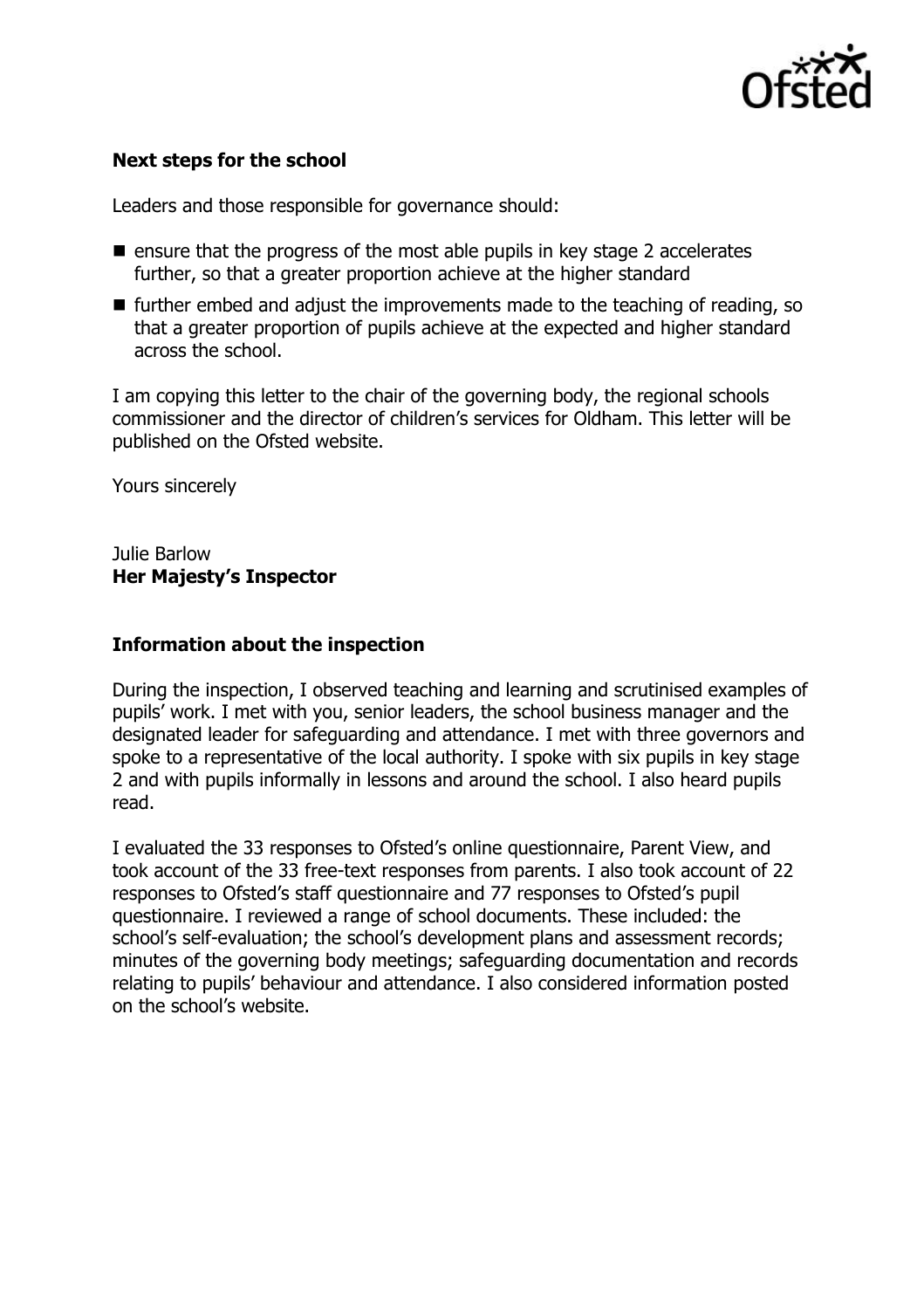**Next steps for the school**

Leaders and those responsible for governance should:

- ensure that the progress of the most able pupils in key stage 2 accelerates further, so that a greater proportion achieve at the higher standard
- further embed and adjust the improvements made to the teaching of reading, so that a greater proportion of pupils achieve at the expected and higher standard across the school.

I am copying this letter to the chair of the governing body, the regional schools commissioner and the director of children's services for Oldham. This letter will be published on the Ofsted website.

Yours sincerely

Julie Barlow
**Her Majesty's Inspector**

**Information about the inspection**

During the inspection, I observed teaching and learning and scrutinised examples of pupils' work. I met with you, senior leaders, the school business manager and the designated leader for safeguarding and attendance. I met with three governors and spoke to a representative of the local authority. I spoke with six pupils in key stage 2 and with pupils informally in lessons and around the school. I also heard pupils read.

I evaluated the 33 responses to Ofsted's online questionnaire, Parent View, and took account of the 33 free-text responses from parents. I also took account of 22 responses to Ofsted's staff questionnaire and 77 responses to Ofsted's pupil questionnaire. I reviewed a range of school documents. These included: the school's self-evaluation; the school's development plans and assessment records; minutes of the governing body meetings; safeguarding documentation and records relating to pupils' behaviour and attendance. I also considered information posted on the school's website.